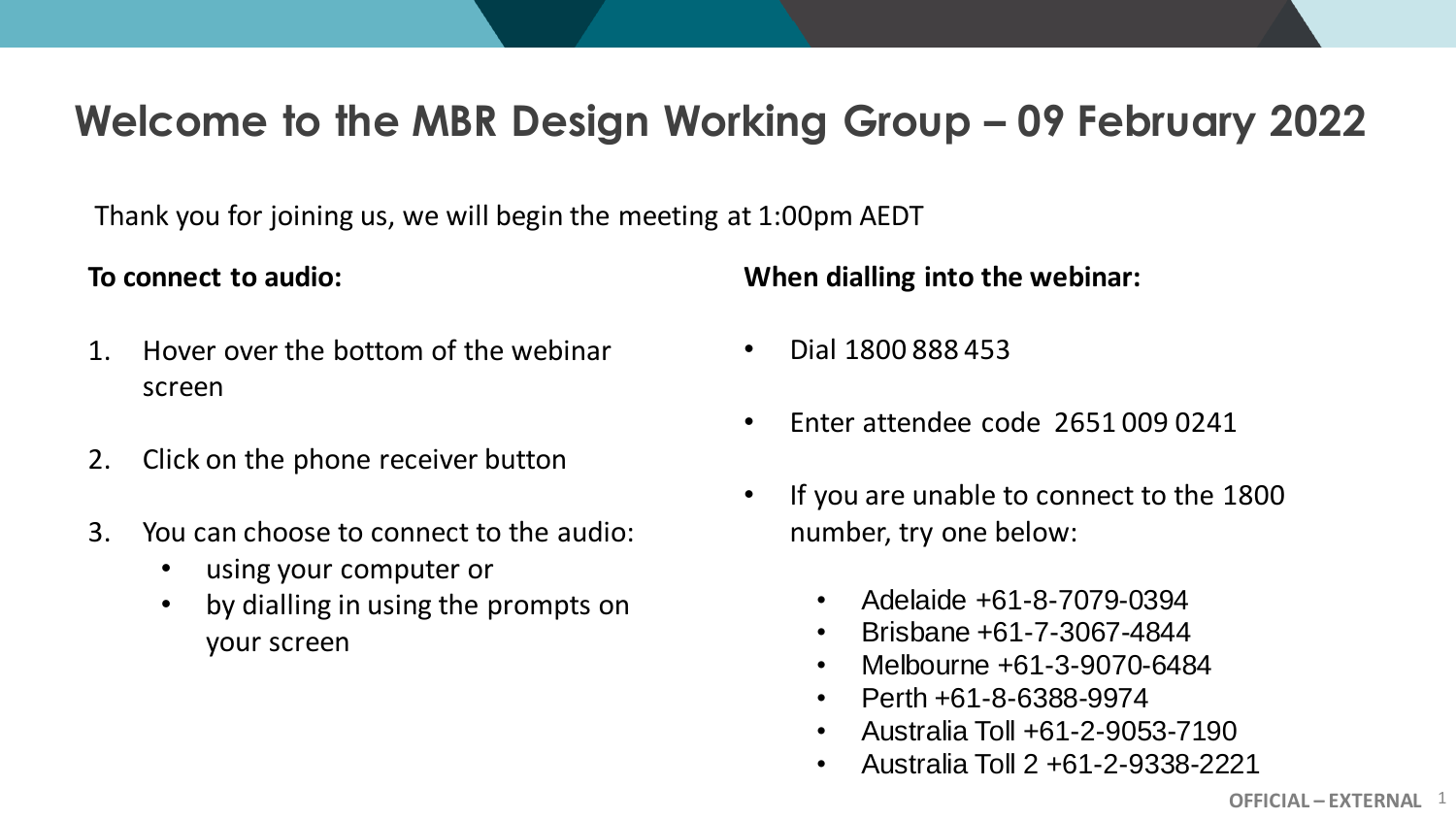# Welcome to the MBR Design Working Group – 09 February 2022

Thank you for joining us, we will begin the meeting at 1:00pm AEDT

**To connect to audio:**

1. Hover over the bottom of the webinar screen
2. Click on the phone receiver button
3. You can choose to connect to the audio:
   - using your computer or
   - by dialling in using the prompts on your screen

**When dialling into the webinar:**

- Dial 1800 888 453
- Enter attendee code 2651 009 0241
- If you are unable to connect to the 1800 number, try one below:
  - Adelaide +61-8-7079-0394
  - Brisbane +61-7-3067-4844
  - Melbourne +61-3-9070-6484
  - Perth +61-8-6388-9974
  - Australia Toll +61-2-9053-7190
  - Australia Toll 2 +61-2-9338-2221

OFFICIAL – EXTERNAL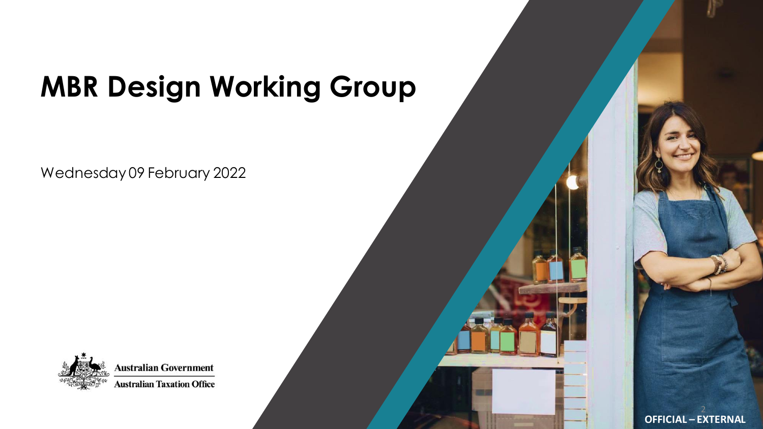# MBR Design Working Group

Wednesday 09 February 2022

Australian Government
Australian Taxation Office

OFFICIAL – EXTERNAL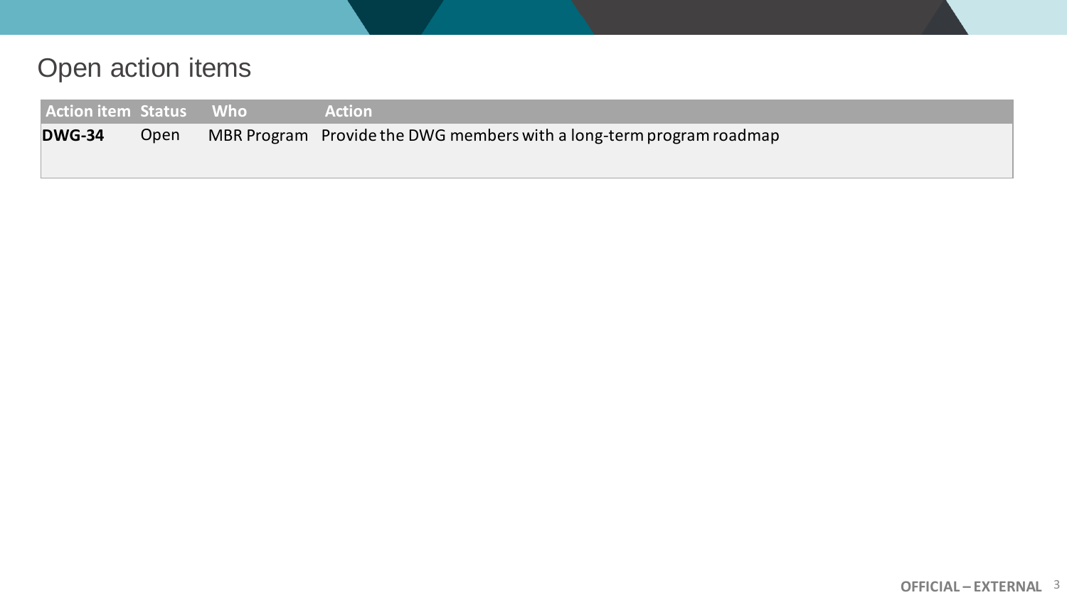# Open action items

| Action item | Status | Who | Action |
|---|---|---|---|
| **DWG-34** | Open | MBR Program | Provide the DWG members with a long-term program roadmap |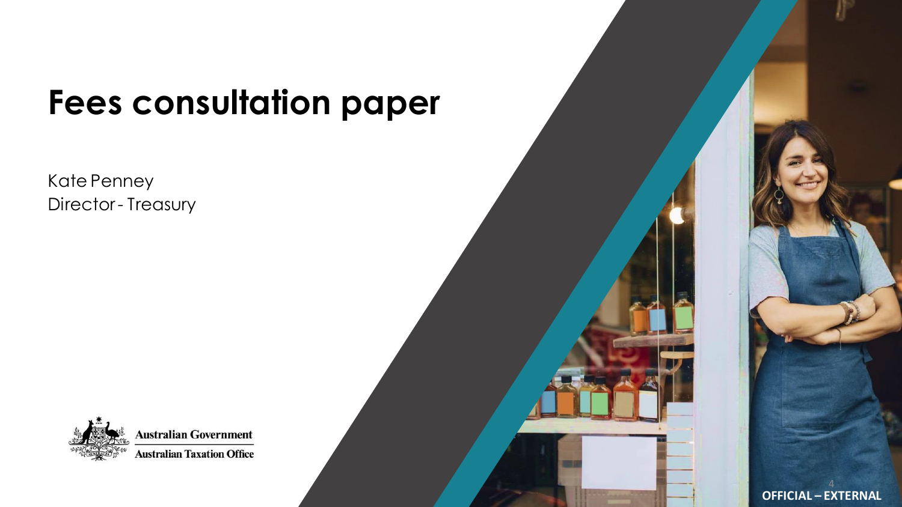# Fees consultation paper

Kate Penney
Director - Treasury

Australian Government
Australian Taxation Office

OFFICIAL – EXTERNAL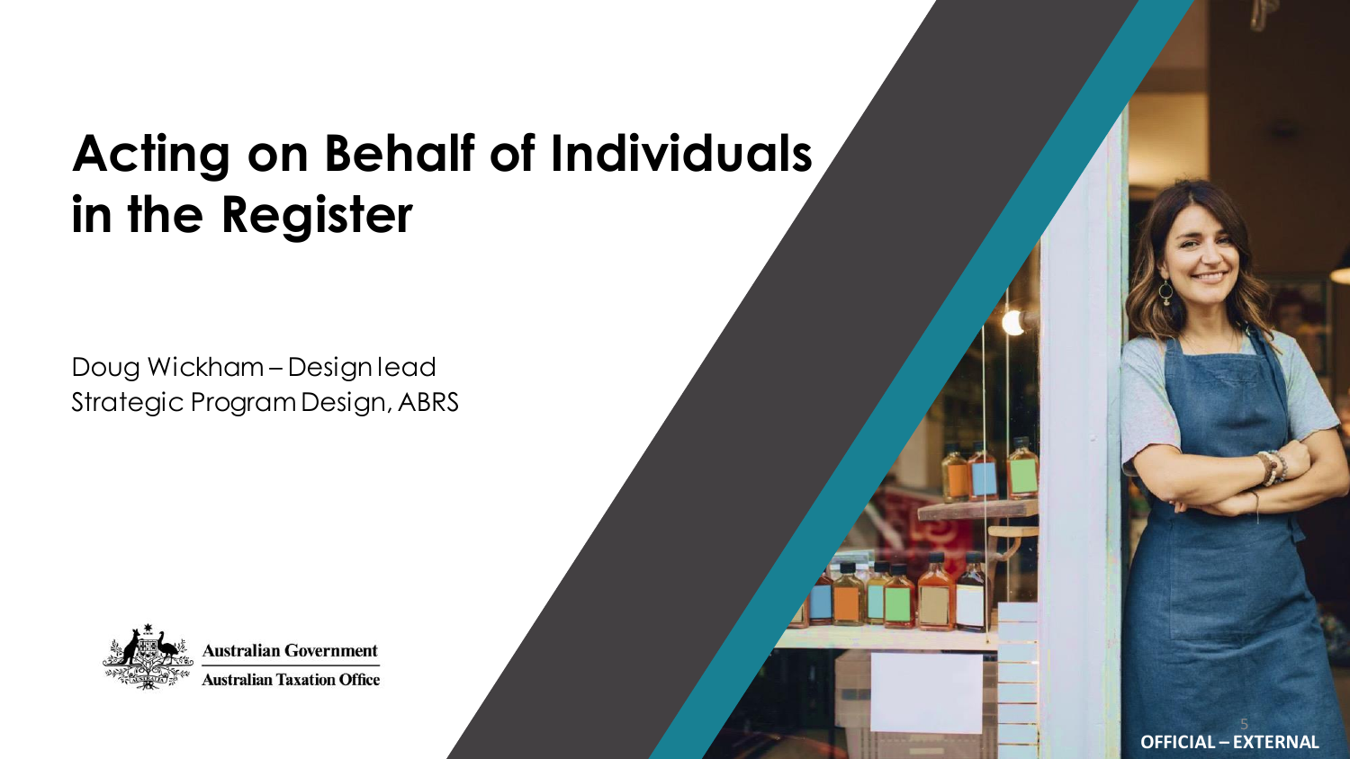# Acting on Behalf of Individuals in the Register

Doug Wickham – Design lead
Strategic Program Design, ABRS

Australian Government
Australian Taxation Office

OFFICIAL – EXTERNAL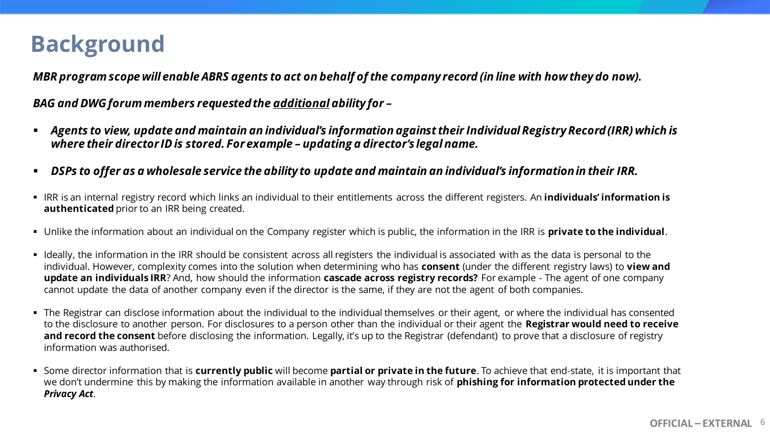# Background

***MBR program scope will enable ABRS agents to act on behalf of the company record (in line with how they do now).***

***BAG and DWG forum members requested the <u>additional</u> ability for –***

- ***Agents to view, update and maintain an individual's information against their Individual Registry Record (IRR) which is where their director ID is stored. For example – updating a director's legal name.***
- ***DSPs to offer as a wholesale service the ability to update and maintain an individual's information in their IRR.***

- IRR is an internal registry record which links an individual to their entitlements across the different registers. An **individuals' information is authenticated** prior to an IRR being created.
- Unlike the information about an individual on the Company register which is public, the information in the IRR is **private to the individual**.
- Ideally, the information in the IRR should be consistent across all registers the individual is associated with as the data is personal to the individual. However, complexity comes into the solution when determining who has **consent** (under the different registry laws) to **view and update an individuals IRR**? And, how should the information **cascade across registry records?** For example - The agent of one company cannot update the data of another company even if the director is the same, if they are not the agent of both companies.
- The Registrar can disclose information about the individual to the individual themselves or their agent, or where the individual has consented to the disclosure to another person. For disclosures to a person other than the individual or their agent the **Registrar would need to receive and record the consent** before disclosing the information. Legally, it's up to the Registrar (defendant) to prove that a disclosure of registry information was authorised.
- Some director information that is **currently public** will become **partial or private in the future**. To achieve that end-state, it is important that we don't undermine this by making the information available in another way through risk of **phishing for information protected under the *Privacy Act***.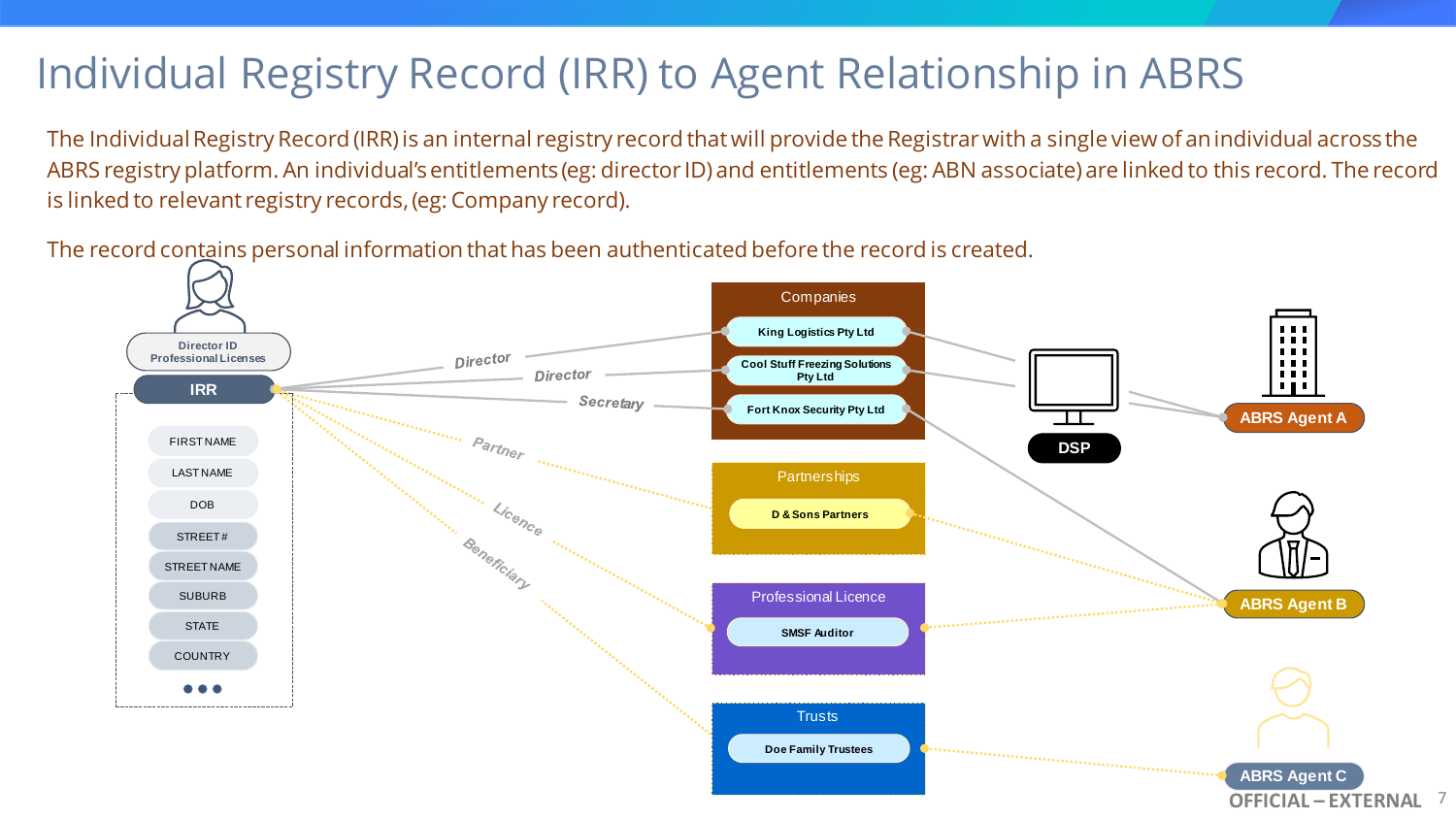# Individual Registry Record (IRR) to Agent Relationship in ABRS

The Individual Registry Record (IRR) is an internal registry record that will provide the Registrar with a single view of an individual across the ABRS registry platform. An individual's entitlements (eg: director ID) and entitlements (eg: ABN associate) are linked to this record. The record is linked to relevant registry records, (eg: Company record).

The record contains personal information that has been authenticated before the record is created.

Director ID
Professional Licenses

IRR

FIRST NAME
LAST NAME
DOB
STREET #
STREET NAME
SUBURB
STATE
COUNTRY
● ● ●

Director
Director
Secretary
Partner
Licence
Beneficiary

Companies
- King Logistics Pty Ltd
- Cool Stuff Freezing Solutions Pty Ltd
- Fort Knox Security Pty Ltd

Partnerships
- D & Sons Partners

Professional Licence
- SMSF Auditor

Trusts
- Doe Family Trustees

DSP

ABRS Agent A

ABRS Agent B

ABRS Agent C

OFFICIAL – EXTERNAL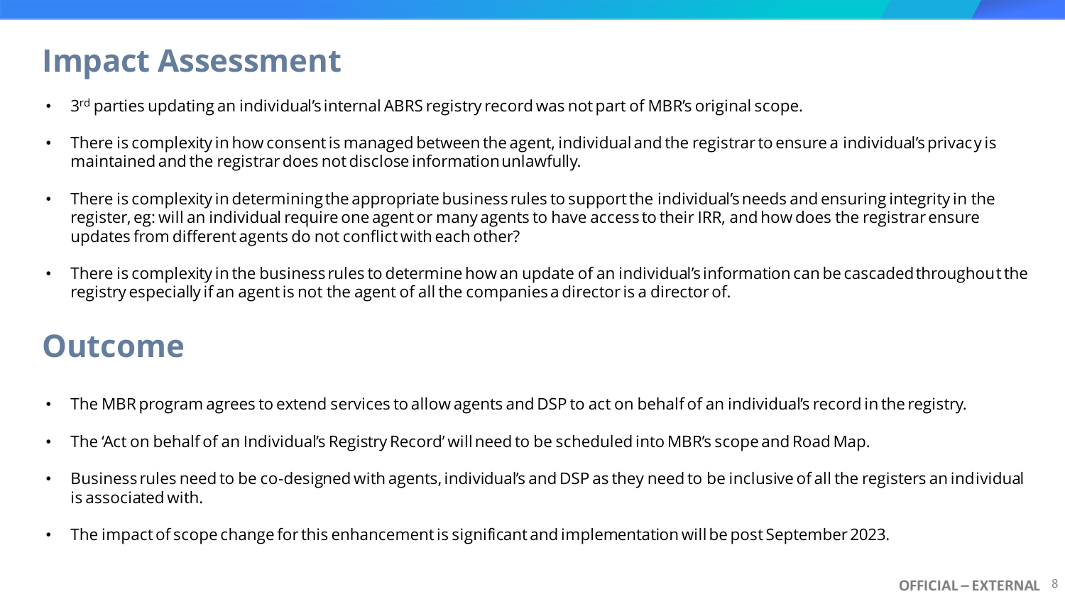# Impact Assessment

- 3rd parties updating an individual's internal ABRS registry record was not part of MBR's original scope.
- There is complexity in how consent is managed between the agent, individual and the registrar to ensure a individual's privacy is maintained and the registrar does not disclose information unlawfully.
- There is complexity in determining the appropriate business rules to support the individual's needs and ensuring integrity in the register, eg: will an individual require one agent or many agents to have access to their IRR, and how does the registrar ensure updates from different agents do not conflict with each other?
- There is complexity in the business rules to determine how an update of an individual's information can be cascaded throughout the registry especially if an agent is not the agent of all the companies a director is a director of.

# Outcome

- The MBR program agrees to extend services to allow agents and DSP to act on behalf of an individual's record in the registry.
- The 'Act on behalf of an Individual's Registry Record' will need to be scheduled into MBR's scope and Road Map.
- Business rules need to be co-designed with agents, individual's and DSP as they need to be inclusive of all the registers an individual is associated with.
- The impact of scope change for this enhancement is significant and implementation will be post September 2023.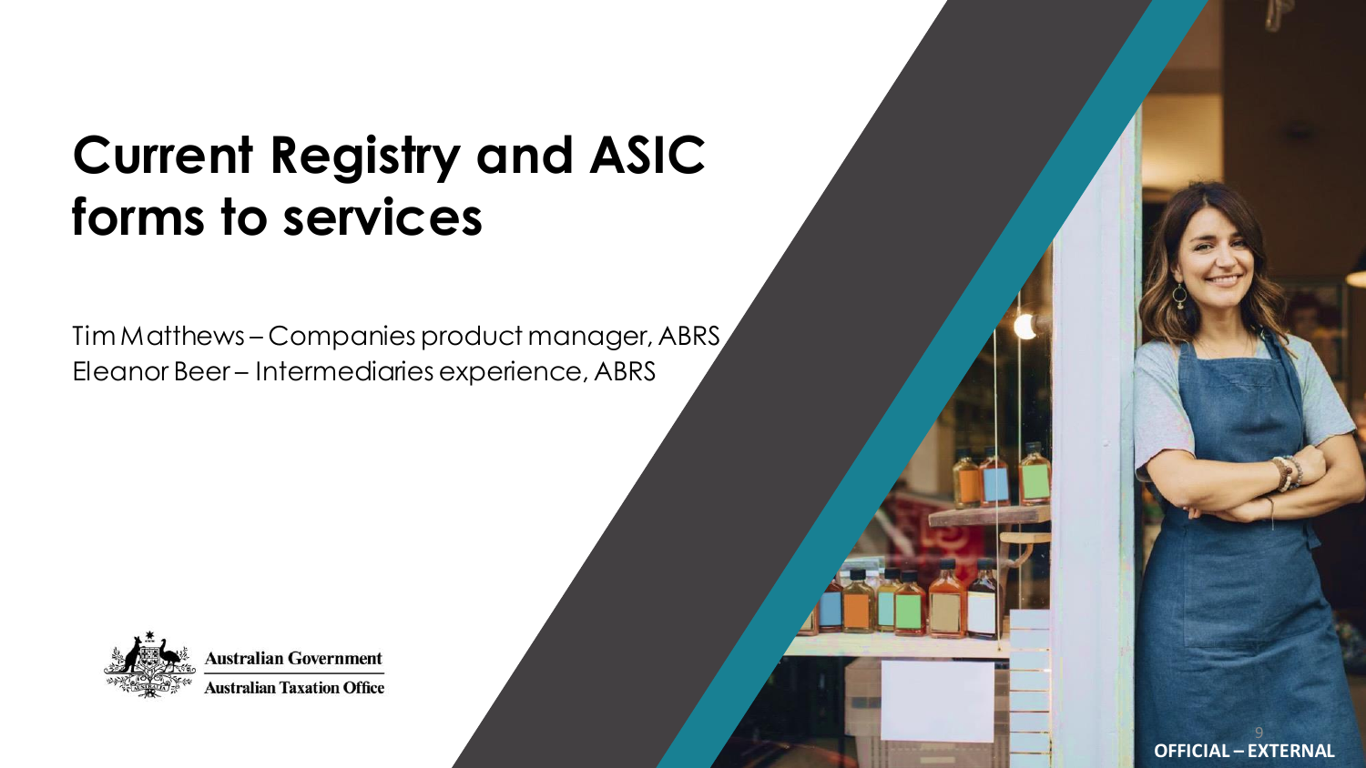# Current Registry and ASIC forms to services

Tim Matthews – Companies product manager, ABRS
Eleanor Beer – Intermediaries experience, ABRS

Australian Government
Australian Taxation Office

OFFICIAL – EXTERNAL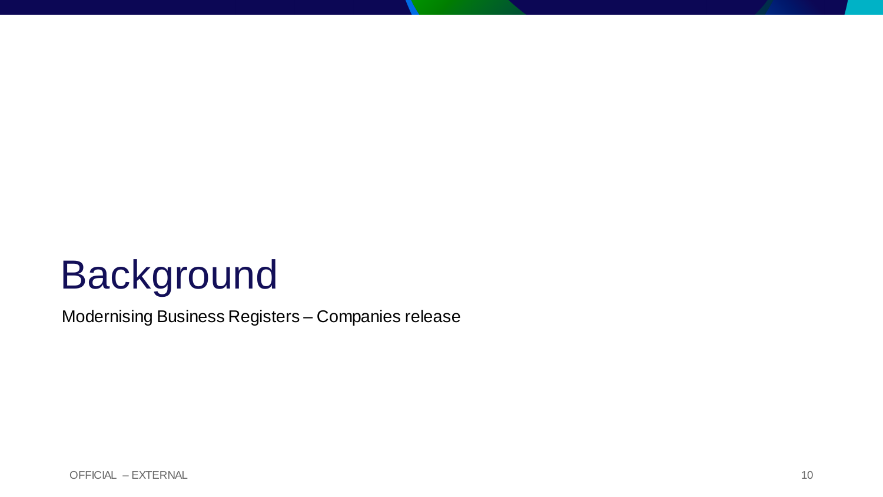# Background

Modernising Business Registers – Companies release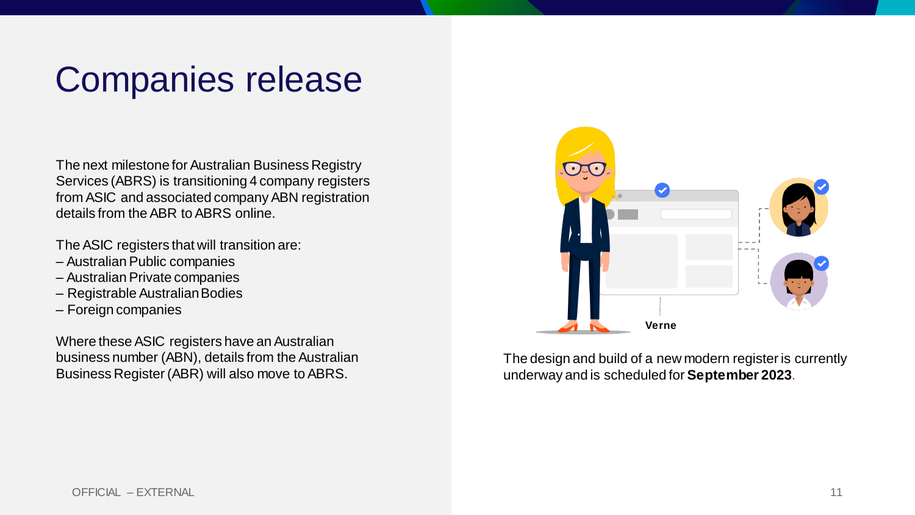# Companies release

The next milestone for Australian Business Registry Services (ABRS) is transitioning 4 company registers from ASIC and associated company ABN registration details from the ABR to ABRS online.

The ASIC registers that will transition are:

– Australian Public companies
– Australian Private companies
– Registrable Australian Bodies
– Foreign companies

Where these ASIC registers have an Australian business number (ABN), details from the Australian Business Register (ABR) will also move to ABRS.

Verne

The design and build of a new modern register is currently underway and is scheduled for **September 2023**.

OFFICIAL – EXTERNAL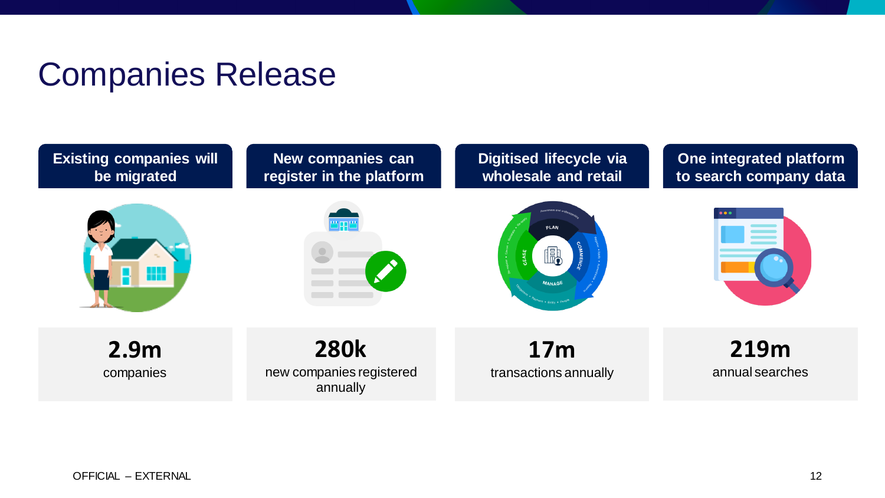# Companies Release

| Existing companies will be migrated | New companies can register in the platform | Digitised lifecycle via wholesale and retail | One integrated platform to search company data |
| --- | --- | --- | --- |
| **2.9m** companies | **280k** new companies registered annually | **17m** transactions annually | **219m** annual searches |

OFFICIAL – EXTERNAL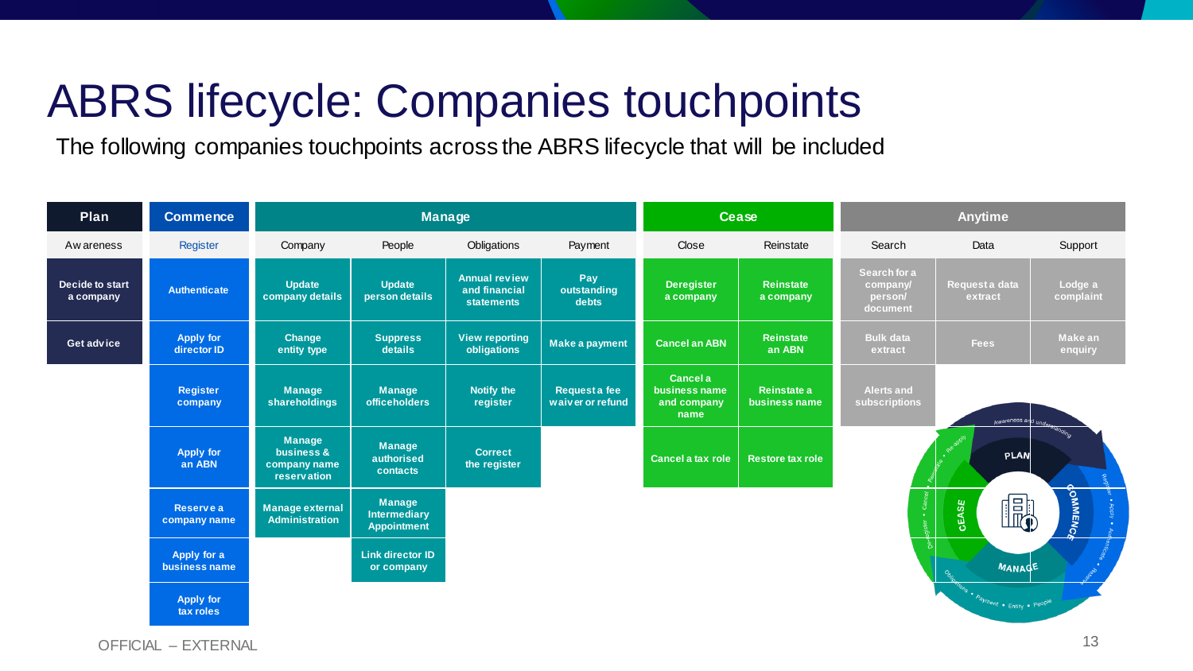# ABRS lifecycle: Companies touchpoints

The following companies touchpoints across the ABRS lifecycle that will be included

| Plan | Commence | Manage | | | | Cease | | Anytime | | |
|---|---|---|---|---|---|---|---|---|---|---|
| Awareness | Register | Company | People | Obligations | Payment | Close | Reinstate | Search | Data | Support |
| Decide to start a company | Authenticate | Update company details | Update person details | Annual review and financial statements | Pay outstanding debts | Deregister a company | Reinstate a company | Search for a company/ person/ document | Request a data extract | Lodge a complaint |
| Get advice | Apply for director ID | Change entity type | Suppress details | View reporting obligations | Make a payment | Cancel an ABN | Reinstate an ABN | Bulk data extract | Fees | Make an enquiry |
| | Register company | Manage shareholdings | Manage officeholders | Notify the register | Request a fee waiver or refund | Cancel a business name and company name | Reinstate a business name | Alerts and subscriptions | | |
| | Apply for an ABN | Manage business & company name reservation | Manage authorised contacts | Correct the register | | Cancel a tax role | Restore tax role | | | |
| | Reserve a company name | Manage external Administration | Manage Intermediary Appointment | | | | | | | |
| | Apply for a business name | | Link director ID or company | | | | | | | |
| | Apply for tax roles | | | | | | | | | |

OFFICIAL – EXTERNAL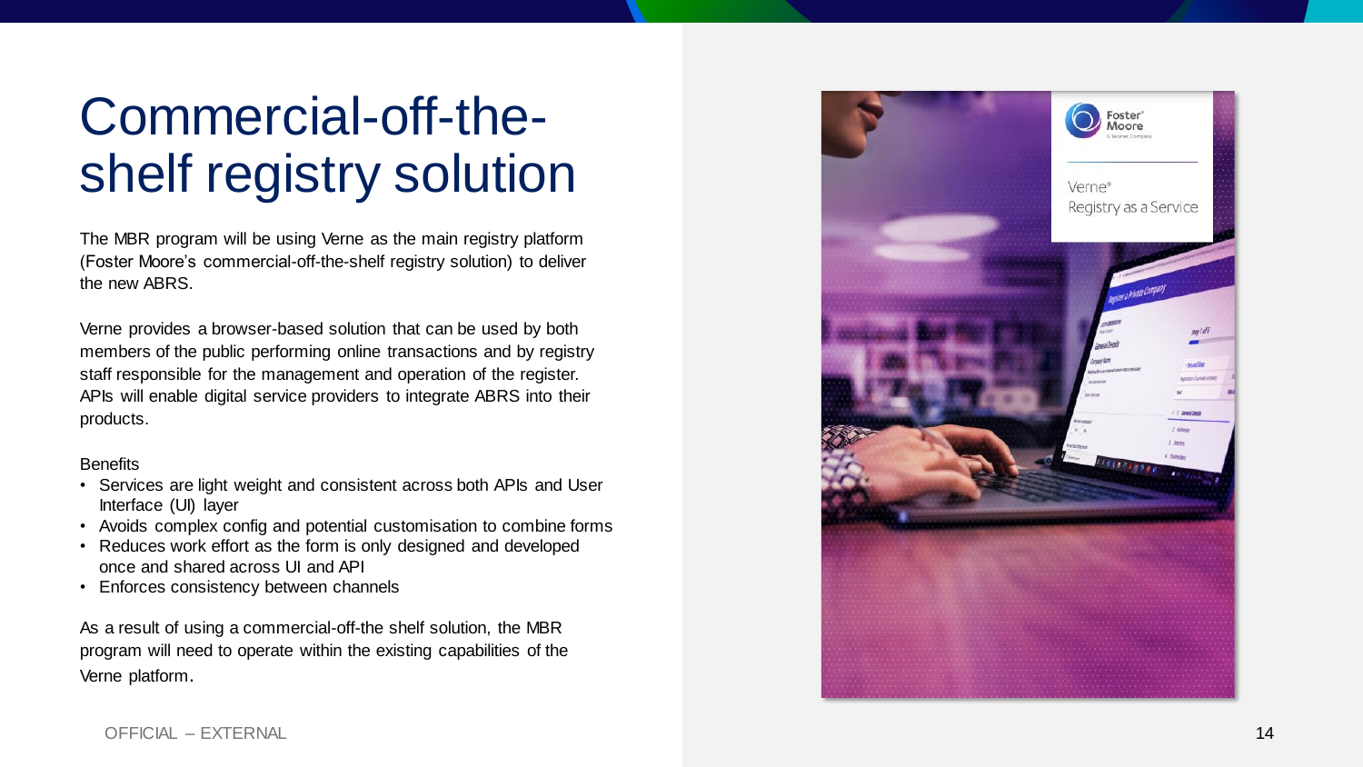# Commercial-off-the-shelf registry solution

The MBR program will be using Verne as the main registry platform (Foster Moore's commercial-off-the-shelf registry solution) to deliver the new ABRS.

Verne provides a browser-based solution that can be used by both members of the public performing online transactions and by registry staff responsible for the management and operation of the register. APIs will enable digital service providers to integrate ABRS into their products.

Benefits

- Services are light weight and consistent across both APIs and User Interface (UI) layer
- Avoids complex config and potential customisation to combine forms
- Reduces work effort as the form is only designed and developed once and shared across UI and API
- Enforces consistency between channels

As a result of using a commercial-off-the shelf solution, the MBR program will need to operate within the existing capabilities of the Verne platform.

OFFICIAL – EXTERNAL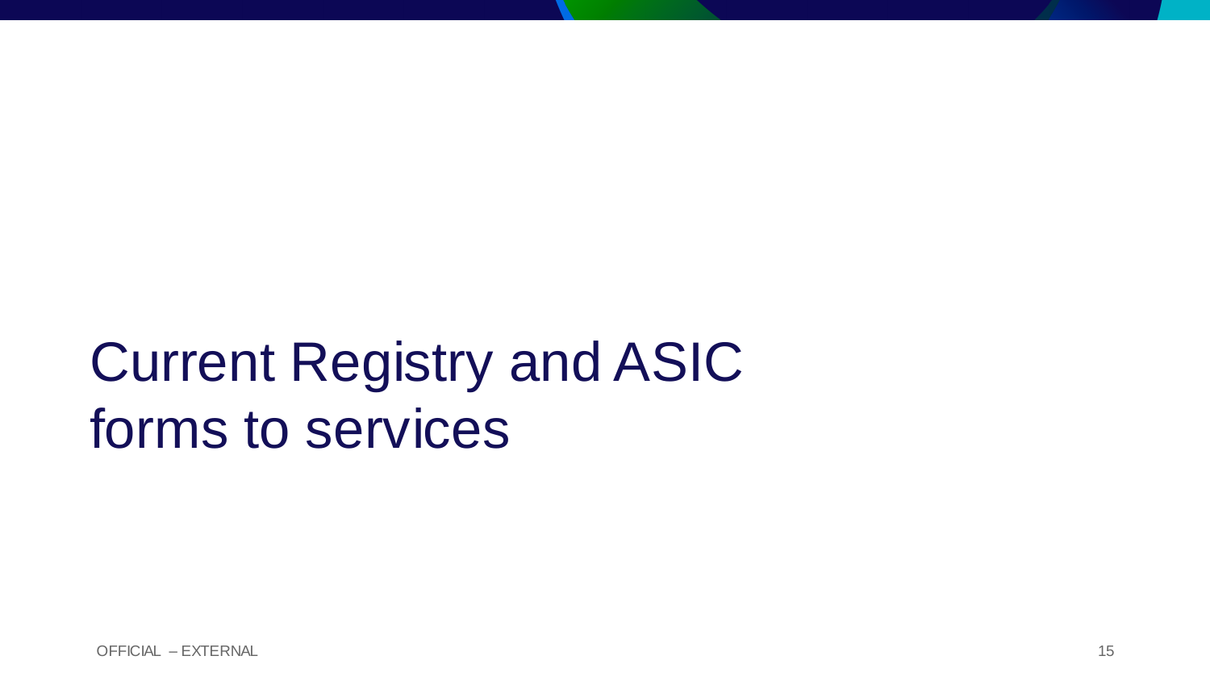# Current Registry and ASIC forms to services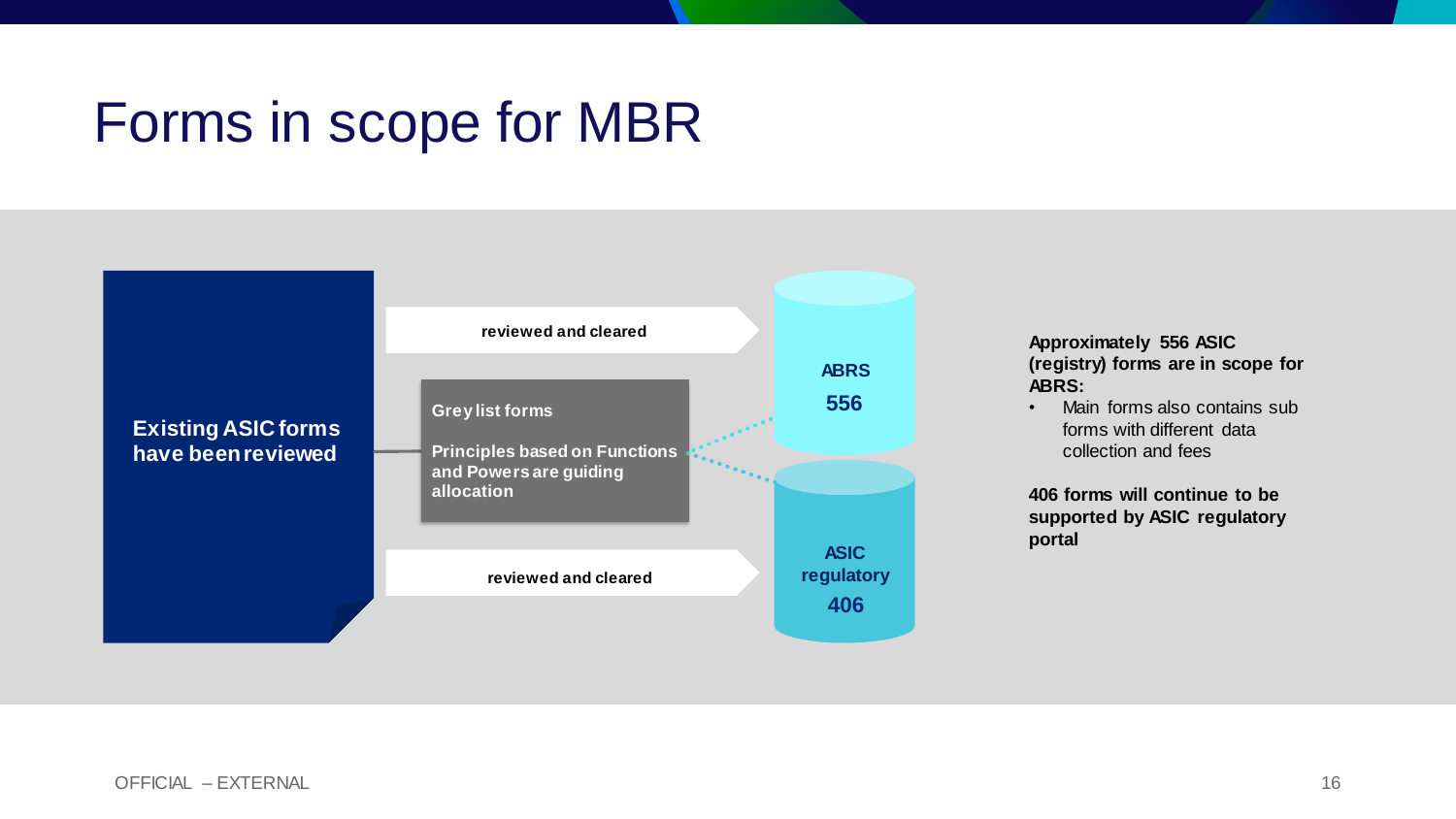# Forms in scope for MBR

**Existing ASIC forms have been reviewed**

**reviewed and cleared**

**Grey list forms**

**Principles based on Functions and Powers are guiding allocation**

**reviewed and cleared**

**ABRS**

**556**

**ASIC regulatory**

**406**

**Approximately 556 ASIC (registry) forms are in scope for ABRS:**

- Main forms also contains sub forms with different data collection and fees

**406 forms will continue to be supported by ASIC regulatory portal**

OFFICIAL – EXTERNAL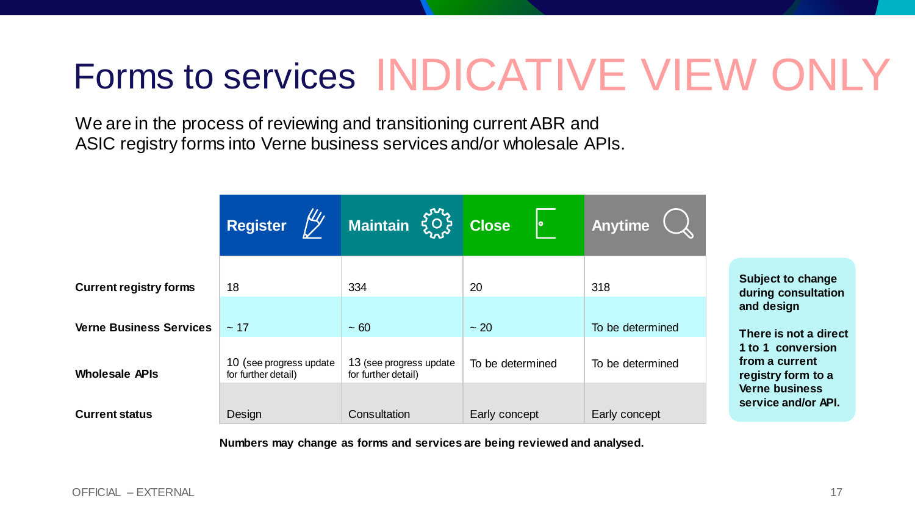# Forms to services INDICATIVE VIEW ONLY

We are in the process of reviewing and transitioning current ABR and ASIC registry forms into Verne business services and/or wholesale APIs.

| | Register | Maintain | Close | Anytime |
|---|---|---|---|---|
| **Current registry forms** | 18 | 334 | 20 | 318 |
| **Verne Business Services** | ~ 17 | ~ 60 | ~ 20 | To be determined |
| **Wholesale APIs** | 10 (see progress update for further detail) | 13 (see progress update for further detail) | To be determined | To be determined |
| **Current status** | Design | Consultation | Early concept | Early concept |

**Numbers may change as forms and services are being reviewed and analysed.**

**Subject to change during consultation and design**

**There is not a direct 1 to 1 conversion from a current registry form to a Verne business service and/or API.**

OFFICIAL – EXTERNAL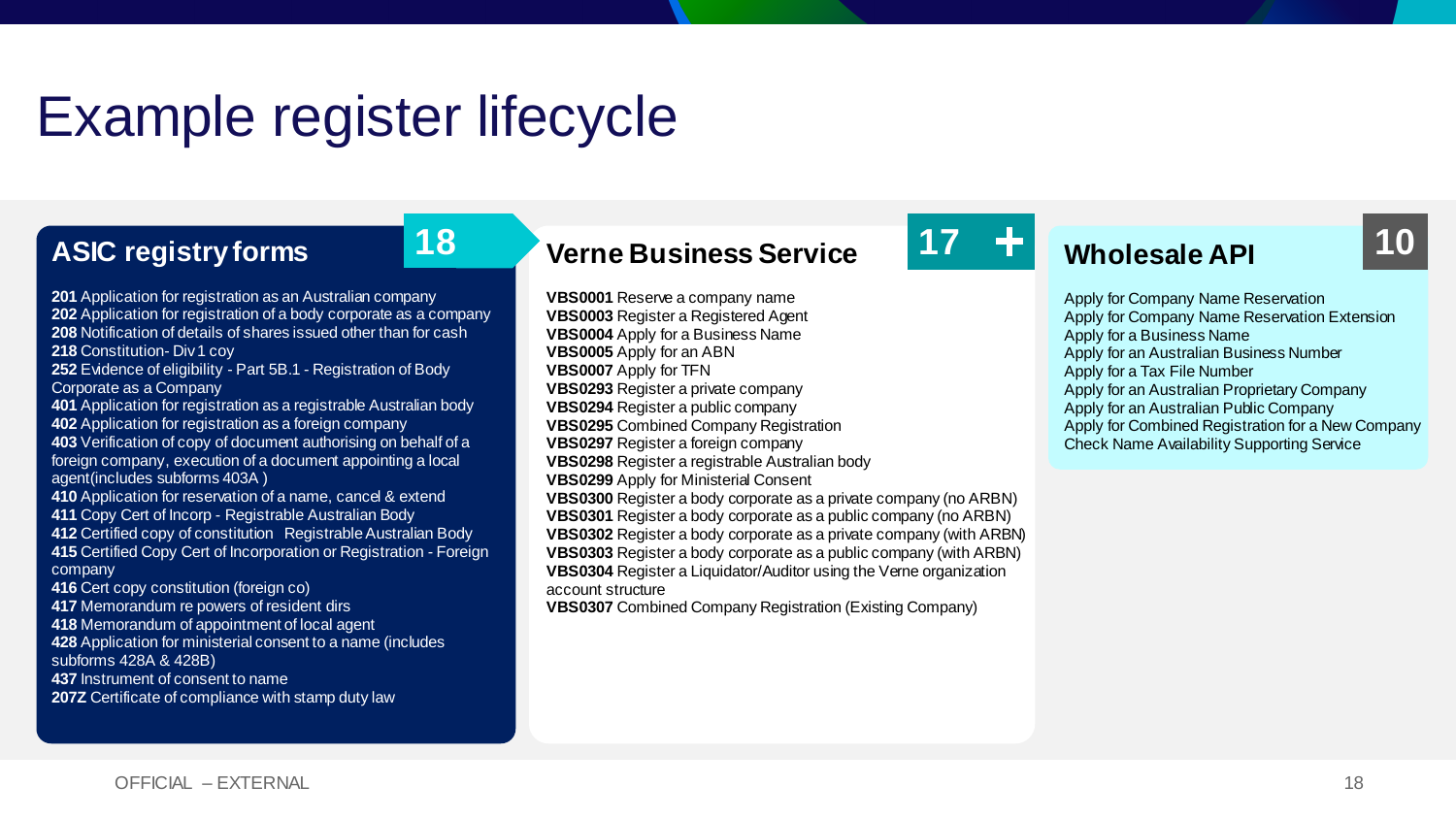# Example register lifecycle

## ASIC registry forms

**18**

**201** Application for registration as an Australian company
**202** Application for registration of a body corporate as a company
**208** Notification of details of shares issued other than for cash
**218** Constitution- Div 1 coy
**252** Evidence of eligibility - Part 5B.1 - Registration of Body Corporate as a Company
**401** Application for registration as a registrable Australian body
**402** Application for registration as a foreign company
**403** Verification of copy of document authorising on behalf of a foreign company, execution of a document appointing a local agent(includes subforms 403A )
**410** Application for reservation of a name, cancel & extend
**411** Copy Cert of Incorp - Registrable Australian Body
**412** Certified copy of constitution Registrable Australian Body
**415** Certified Copy Cert of Incorporation or Registration - Foreign company
**416** Cert copy constitution (foreign co)
**417** Memorandum re powers of resident dirs
**418** Memorandum of appointment of local agent
**428** Application for ministerial consent to a name (includes subforms 428A & 428B)
**437** Instrument of consent to name
**207Z** Certificate of compliance with stamp duty law

## Verne Business Service

**17 +**

**VBS0001** Reserve a company name
**VBS0003** Register a Registered Agent
**VBS0004** Apply for a Business Name
**VBS0005** Apply for an ABN
**VBS0007** Apply for TFN
**VBS0293** Register a private company
**VBS0294** Register a public company
**VBS0295** Combined Company Registration
**VBS0297** Register a foreign company
**VBS0298** Register a registrable Australian body
**VBS0299** Apply for Ministerial Consent
**VBS0300** Register a body corporate as a private company (no ARBN)
**VBS0301** Register a body corporate as a public company (no ARBN)
**VBS0302** Register a body corporate as a private company (with ARBN)
**VBS0303** Register a body corporate as a public company (with ARBN)
**VBS0304** Register a Liquidator/Auditor using the Verne organization account structure
**VBS0307** Combined Company Registration (Existing Company)

## Wholesale API

**10**

Apply for Company Name Reservation
Apply for Company Name Reservation Extension
Apply for a Business Name
Apply for an Australian Business Number
Apply for a Tax File Number
Apply for an Australian Proprietary Company
Apply for an Australian Public Company
Apply for Combined Registration for a New Company
Check Name Availability Supporting Service

OFFICIAL – EXTERNAL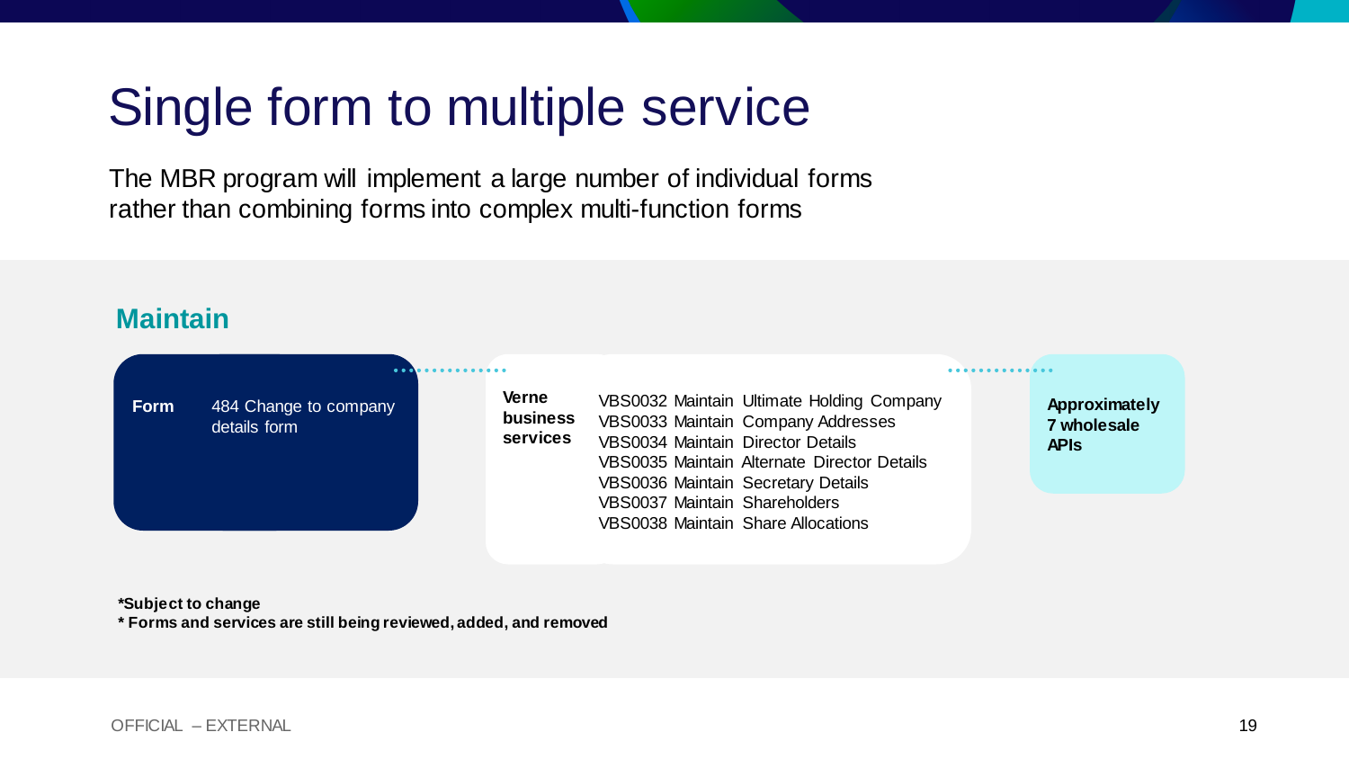# Single form to multiple service

The MBR program will implement a large number of individual forms rather than combining forms into complex multi-function forms

## Maintain

**Form** 484 Change to company details form

**Verne business services**

- VBS0032 Maintain Ultimate Holding Company
- VBS0033 Maintain Company Addresses
- VBS0034 Maintain Director Details
- VBS0035 Maintain Alternate Director Details
- VBS0036 Maintain Secretary Details
- VBS0037 Maintain Shareholders
- VBS0038 Maintain Share Allocations

**Approximately 7 wholesale APIs**

***Subject to change**

*** Forms and services are still being reviewed, added, and removed**

OFFICIAL – EXTERNAL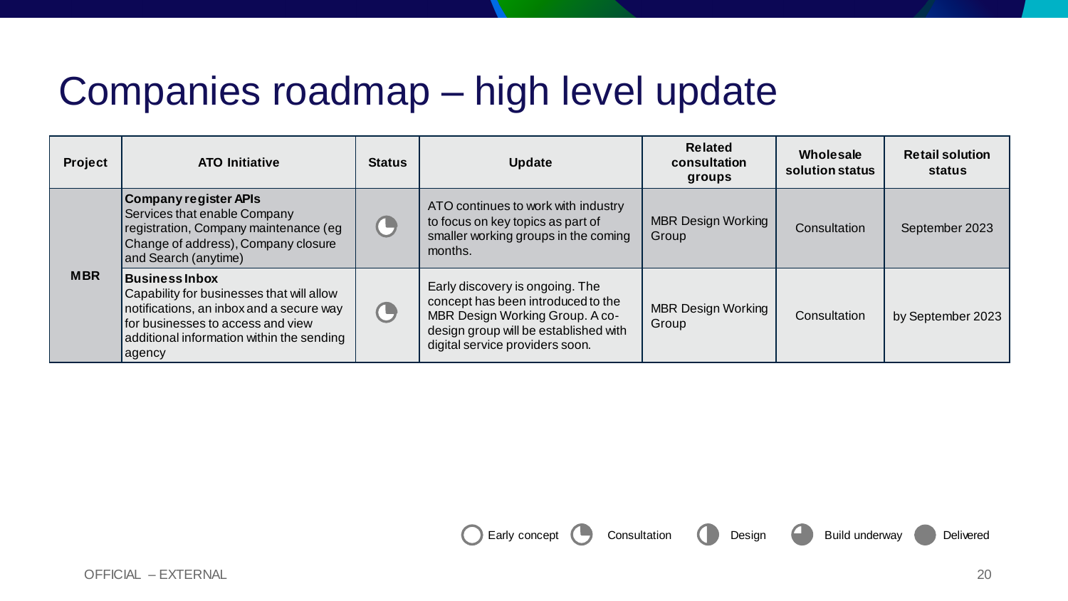# Companies roadmap – high level update

| Project | ATO Initiative | Status | Update | Related consultation groups | Wholesale solution status | Retail solution status |
|---|---|---|---|---|---|---|
| MBR | **Company register APIs** Services that enable Company registration, Company maintenance (eg Change of address), Company closure and Search (anytime) | Consultation | ATO continues to work with industry to focus on key topics as part of smaller working groups in the coming months. | MBR Design Working Group | Consultation | September 2023 |
| | **Business Inbox** Capability for businesses that will allow notifications, an inbox and a secure way for businesses to access and view additional information within the sending agency | Consultation | Early discovery is ongoing. The concept has been introduced to the MBR Design Working Group. A co-design group will be established with digital service providers soon. | MBR Design Working Group | Consultation | by September 2023 |

Early concept | Consultation | Design | Build underway | Delivered

OFFICIAL – EXTERNAL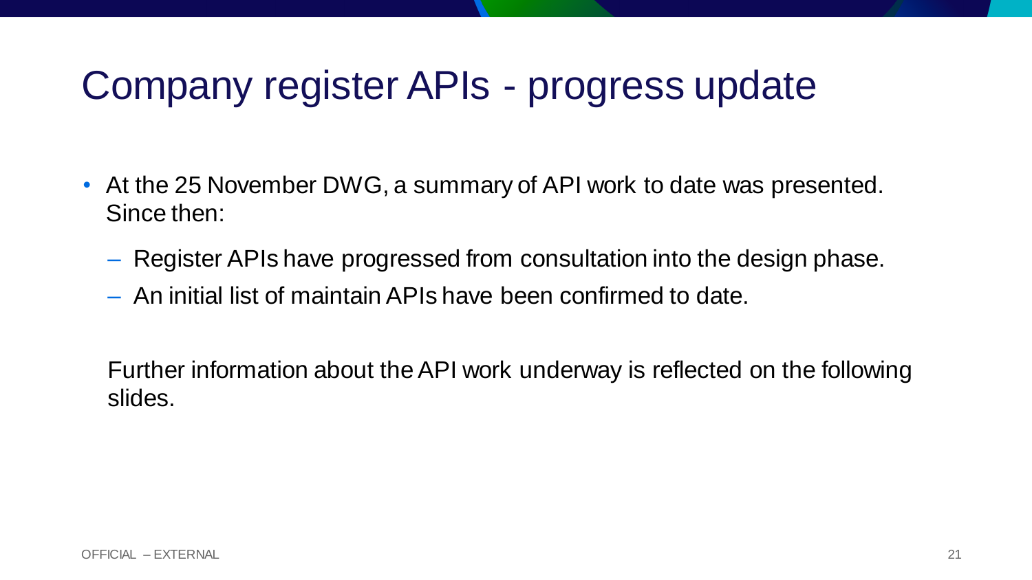# Company register APIs - progress update

- At the 25 November DWG, a summary of API work to date was presented. Since then:
  - Register APIs have progressed from consultation into the design phase.
  - An initial list of maintain APIs have been confirmed to date.

Further information about the API work underway is reflected on the following slides.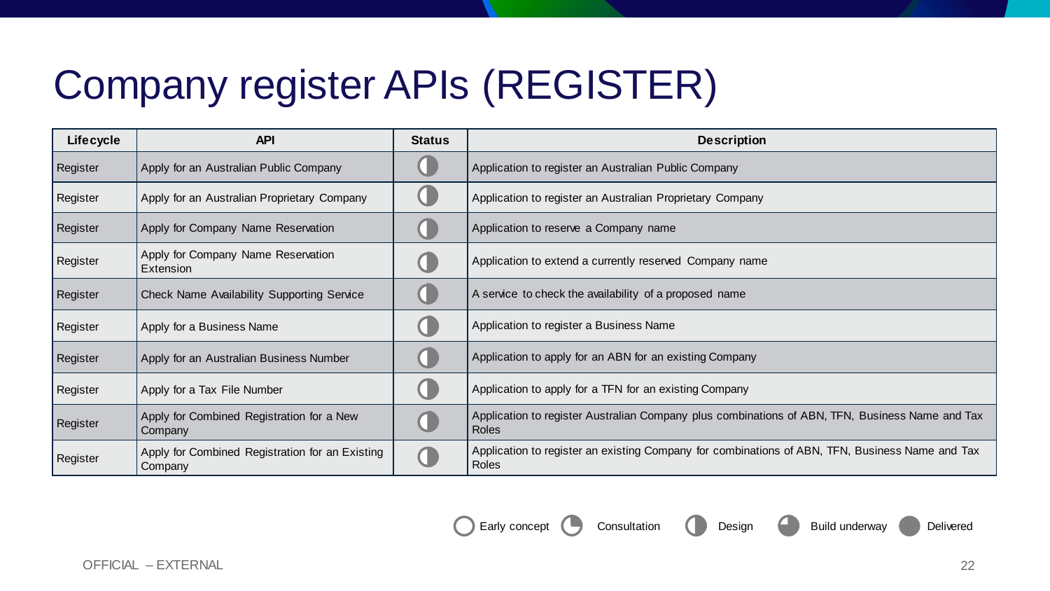# Company register APIs (REGISTER)

| Lifecycle | API | Status | Description |
|---|---|---|---|
| Register | Apply for an Australian Public Company | Design | Application to register an Australian Public Company |
| Register | Apply for an Australian Proprietary Company | Design | Application to register an Australian Proprietary Company |
| Register | Apply for Company Name Reservation | Design | Application to reserve a Company name |
| Register | Apply for Company Name Reservation Extension | Design | Application to extend a currently reserved Company name |
| Register | Check Name Availability Supporting Service | Design | A service to check the availability of a proposed name |
| Register | Apply for a Business Name | Design | Application to register a Business Name |
| Register | Apply for an Australian Business Number | Design | Application to apply for an ABN for an existing Company |
| Register | Apply for a Tax File Number | Design | Application to apply for a TFN for an existing Company |
| Register | Apply for Combined Registration for a New Company | Design | Application to register Australian Company plus combinations of ABN, TFN, Business Name and Tax Roles |
| Register | Apply for Combined Registration for an Existing Company | Design | Application to register an existing Company for combinations of ABN, TFN, Business Name and Tax Roles |

Early concept | Consultation | Design | Build underway | Delivered

OFFICIAL – EXTERNAL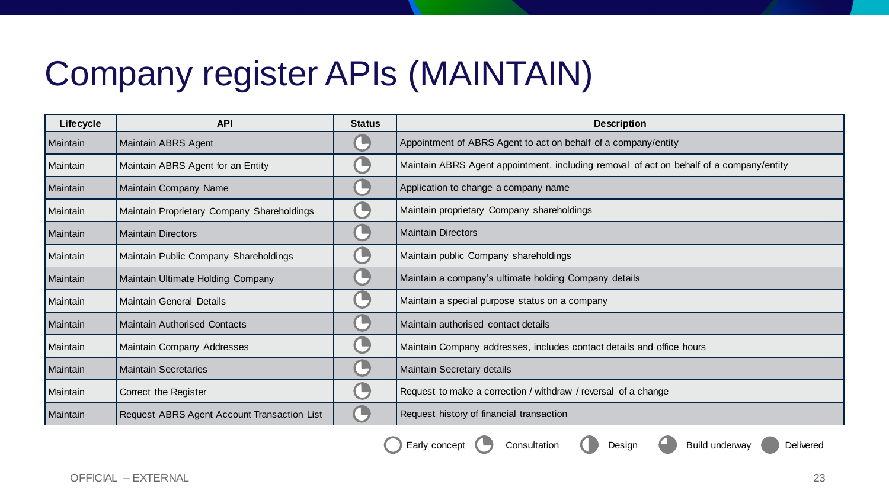# Company register APIs (MAINTAIN)

| Lifecycle | API | Status | Description |
|---|---|---|---|
| Maintain | Maintain ABRS Agent | Consultation | Appointment of ABRS Agent to act on behalf of a company/entity |
| Maintain | Maintain ABRS Agent for an Entity | Consultation | Maintain ABRS Agent appointment, including removal of act on behalf of a company/entity |
| Maintain | Maintain Company Name | Consultation | Application to change a company name |
| Maintain | Maintain Proprietary Company Shareholdings | Consultation | Maintain proprietary Company shareholdings |
| Maintain | Maintain Directors | Consultation | Maintain Directors |
| Maintain | Maintain Public Company Shareholdings | Consultation | Maintain public Company shareholdings |
| Maintain | Maintain Ultimate Holding Company | Consultation | Maintain a company's ultimate holding Company details |
| Maintain | Maintain General Details | Consultation | Maintain a special purpose status on a company |
| Maintain | Maintain Authorised Contacts | Consultation | Maintain authorised contact details |
| Maintain | Maintain Company Addresses | Consultation | Maintain Company addresses, includes contact details and office hours |
| Maintain | Maintain Secretaries | Consultation | Maintain Secretary details |
| Maintain | Correct the Register | Consultation | Request to make a correction / withdraw / reversal of a change |
| Maintain | Request ABRS Agent Account Transaction List | Consultation | Request history of financial transaction |

Early concept | Consultation | Design | Build underway | Delivered

OFFICIAL – EXTERNAL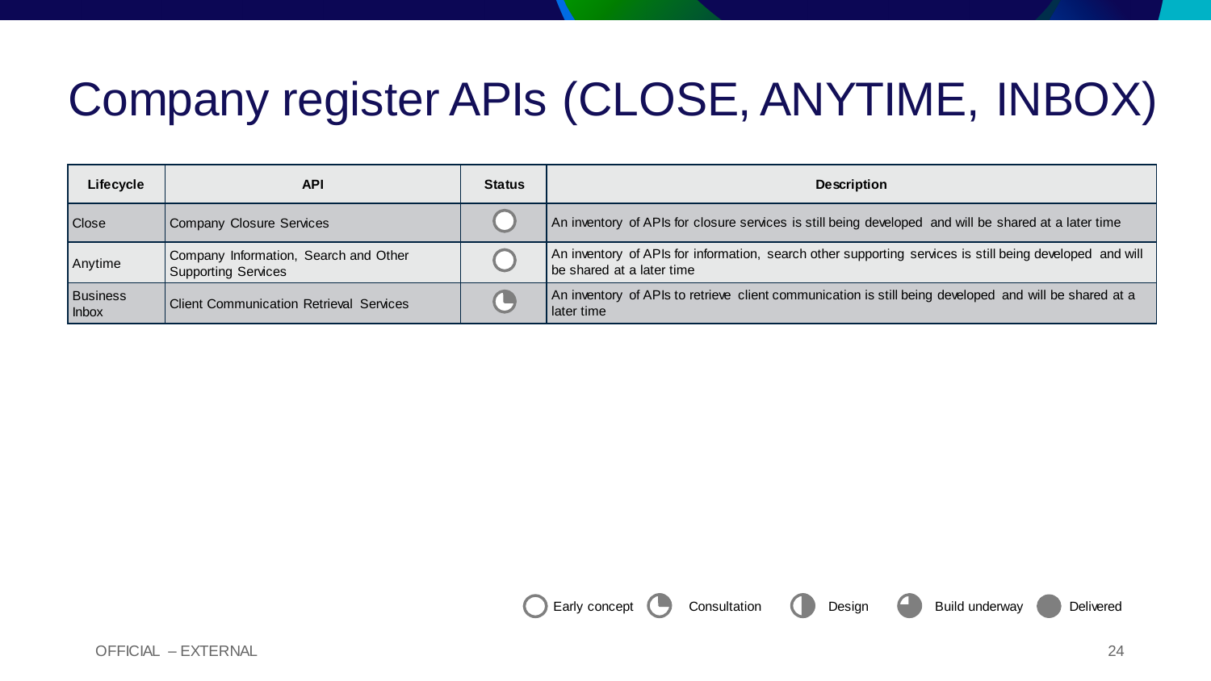# Company register APIs (CLOSE, ANYTIME, INBOX)

| Lifecycle | API | Status | Description |
|---|---|---|---|
| Close | Company Closure Services | Early concept | An inventory of APIs for closure services is still being developed and will be shared at a later time |
| Anytime | Company Information, Search and Other Supporting Services | Early concept | An inventory of APIs for information, search other supporting services is still being developed and will be shared at a later time |
| Business Inbox | Client Communication Retrieval Services | Consultation | An inventory of APIs to retrieve client communication is still being developed and will be shared at a later time |

Status legend: Early concept, Consultation, Design, Build underway, Delivered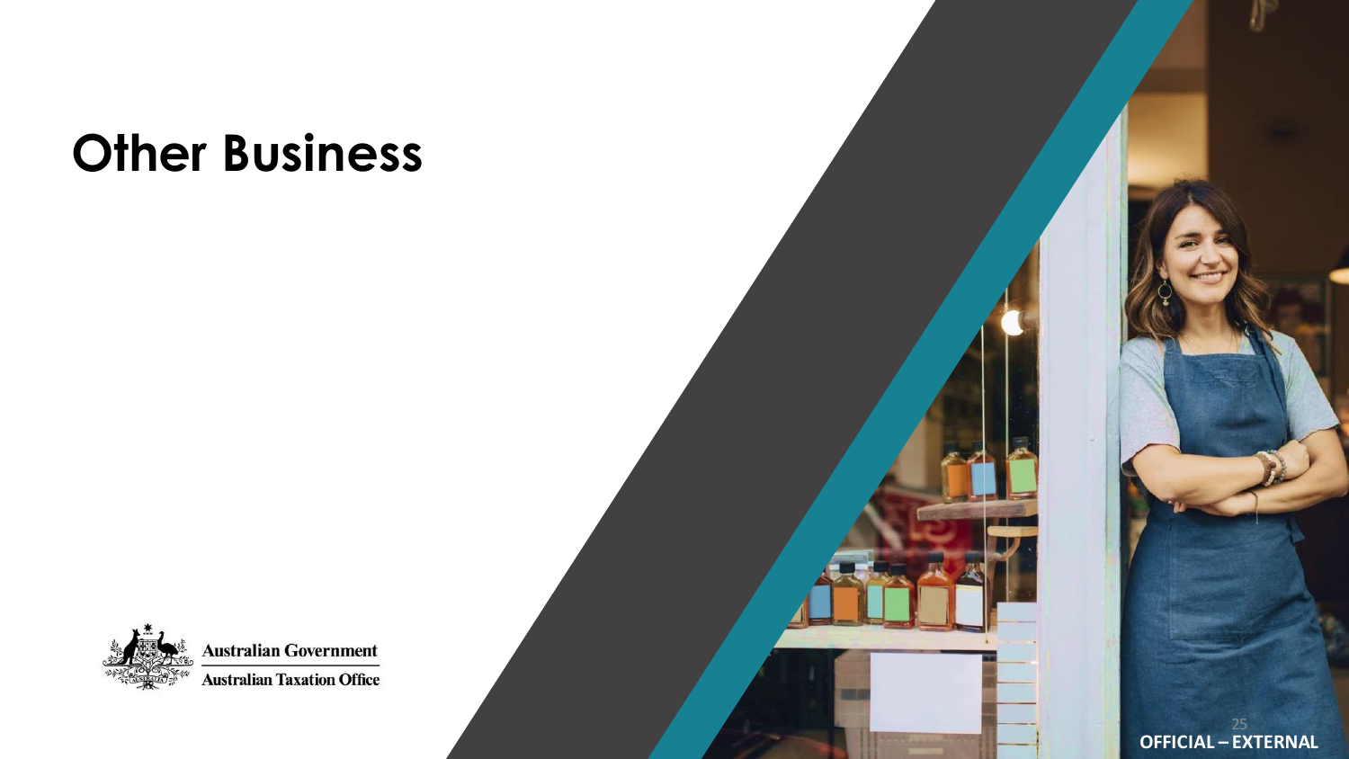# Other Business

OFFICIAL – EXTERNAL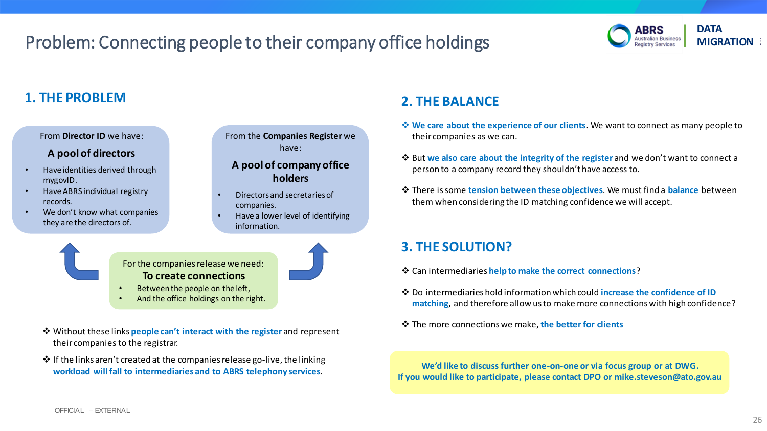# Problem: Connecting people to their company office holdings

## 1. THE PROBLEM

From **Director ID** we have:

**A pool of directors**

- Have identities derived through mygovID.
- Have ABRS individual registry records.
- We don't know what companies they are the directors of.

From the **Companies Register** we have:

**A pool of company office holders**

- Directors and secretaries of companies.
- Have a lower level of identifying information.

For the companies release we need:

**To create connections**

- Between the people on the left,
- And the office holdings on the right.

❖ Without these links **people can't interact with the register** and represent their companies to the registrar.

❖ If the links aren't created at the companies release go-live, the linking **workload will fall to intermediaries and to ABRS telephony services**.

## 2. THE BALANCE

❖ **We care about the experience of our clients**. We want to connect as many people to their companies as we can.

❖ But **we also care about the integrity of the register** and we don't want to connect a person to a company record they shouldn't have access to.

❖ There is some **tension between these objectives**. We must find a **balance** between them when considering the ID matching confidence we will accept.

## 3. THE SOLUTION?

❖ Can intermediaries **help to make the correct connections**?

❖ Do intermediaries hold information which could **increase the confidence of ID matching**, and therefore allow us to make more connections with high confidence?

❖ The more connections we make, **the better for clients**

**We'd like to discuss further one-on-one or via focus group or at DWG.**
**If you would like to participate, please contact DPO or mike.steveson@ato.gov.au**

OFFICIAL – EXTERNAL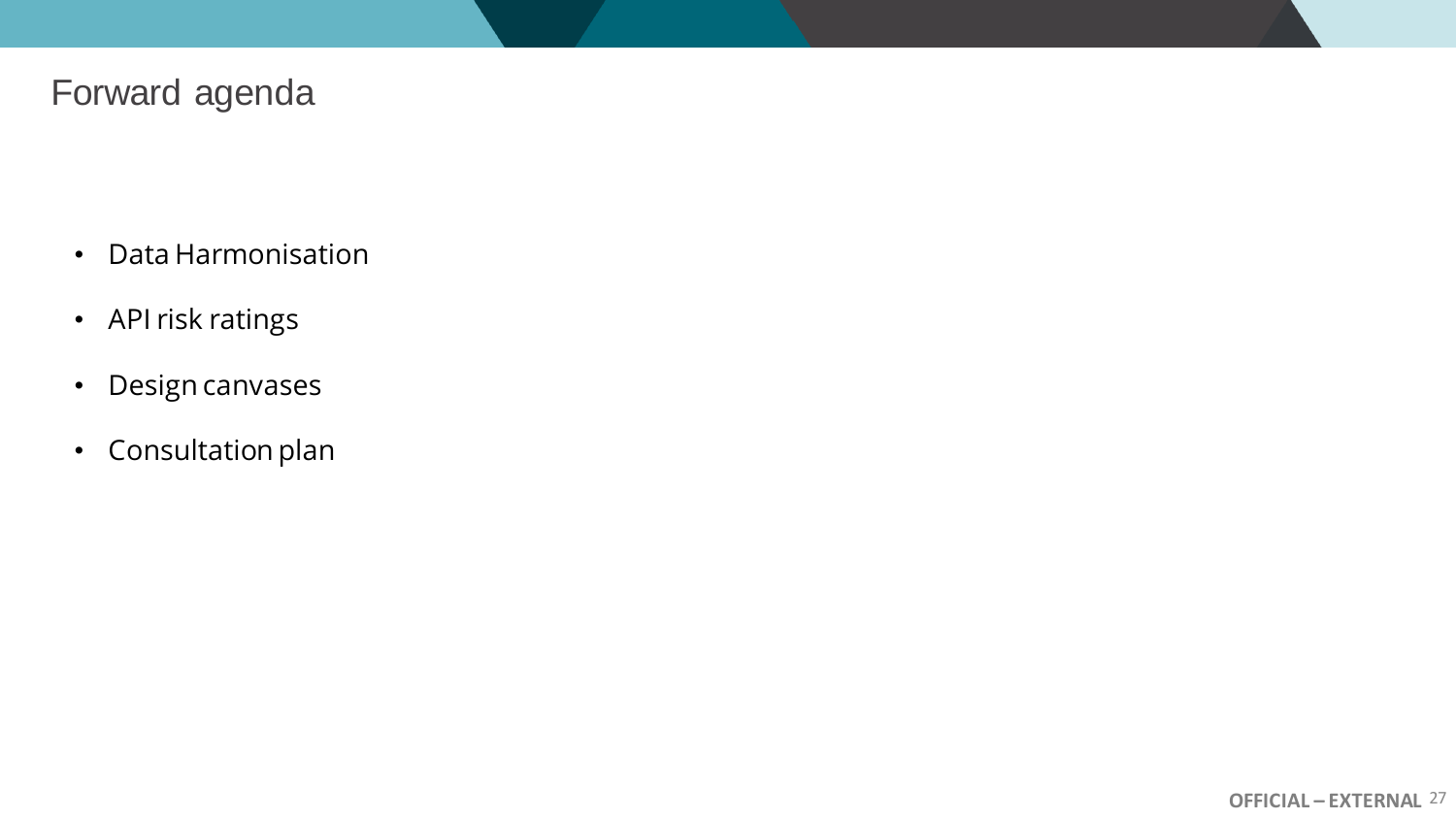# Forward agenda

- Data Harmonisation
- API risk ratings
- Design canvases
- Consultation plan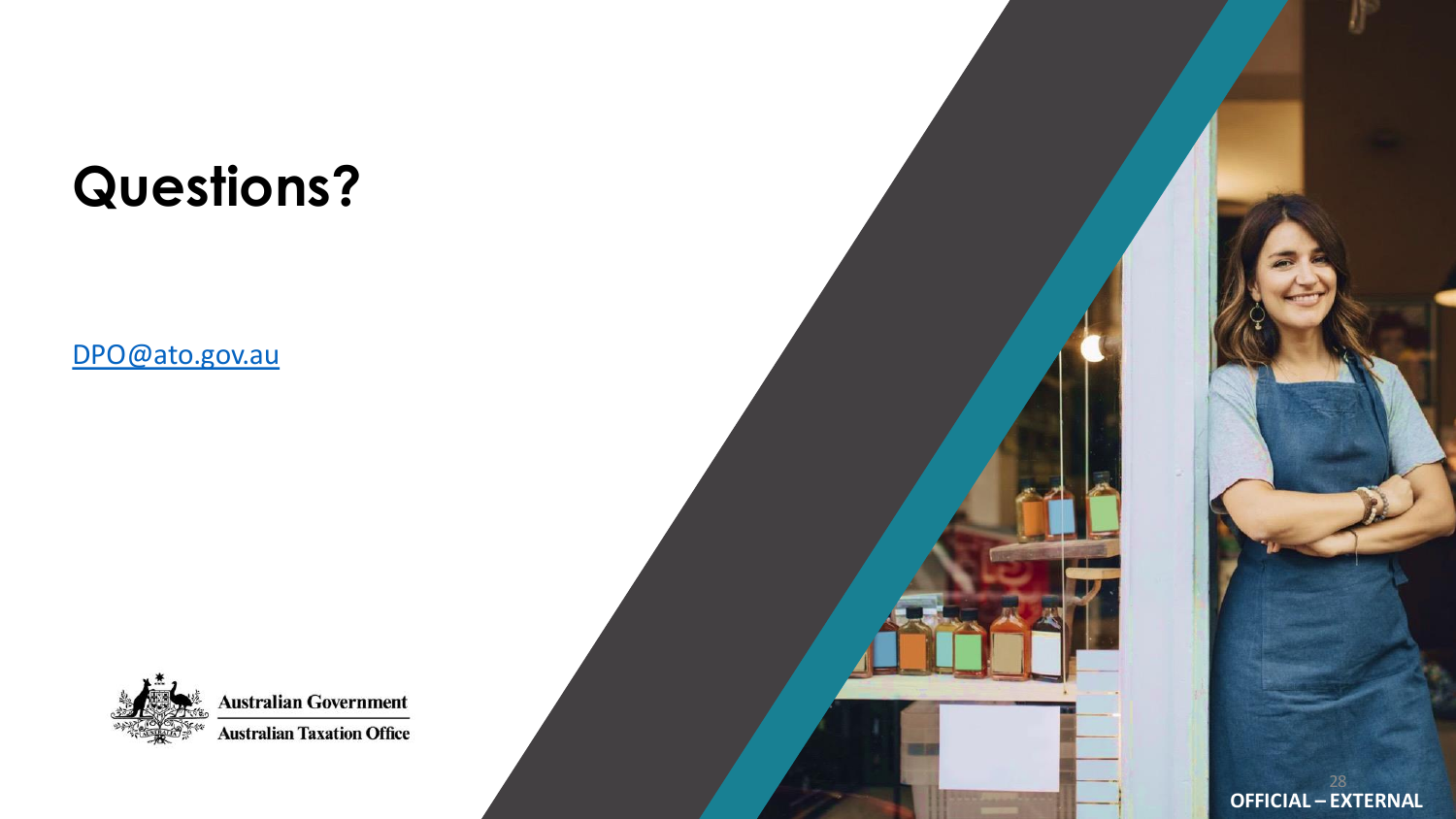# Questions?

DPO@ato.gov.au

Australian Government

Australian Taxation Office

OFFICIAL – EXTERNAL